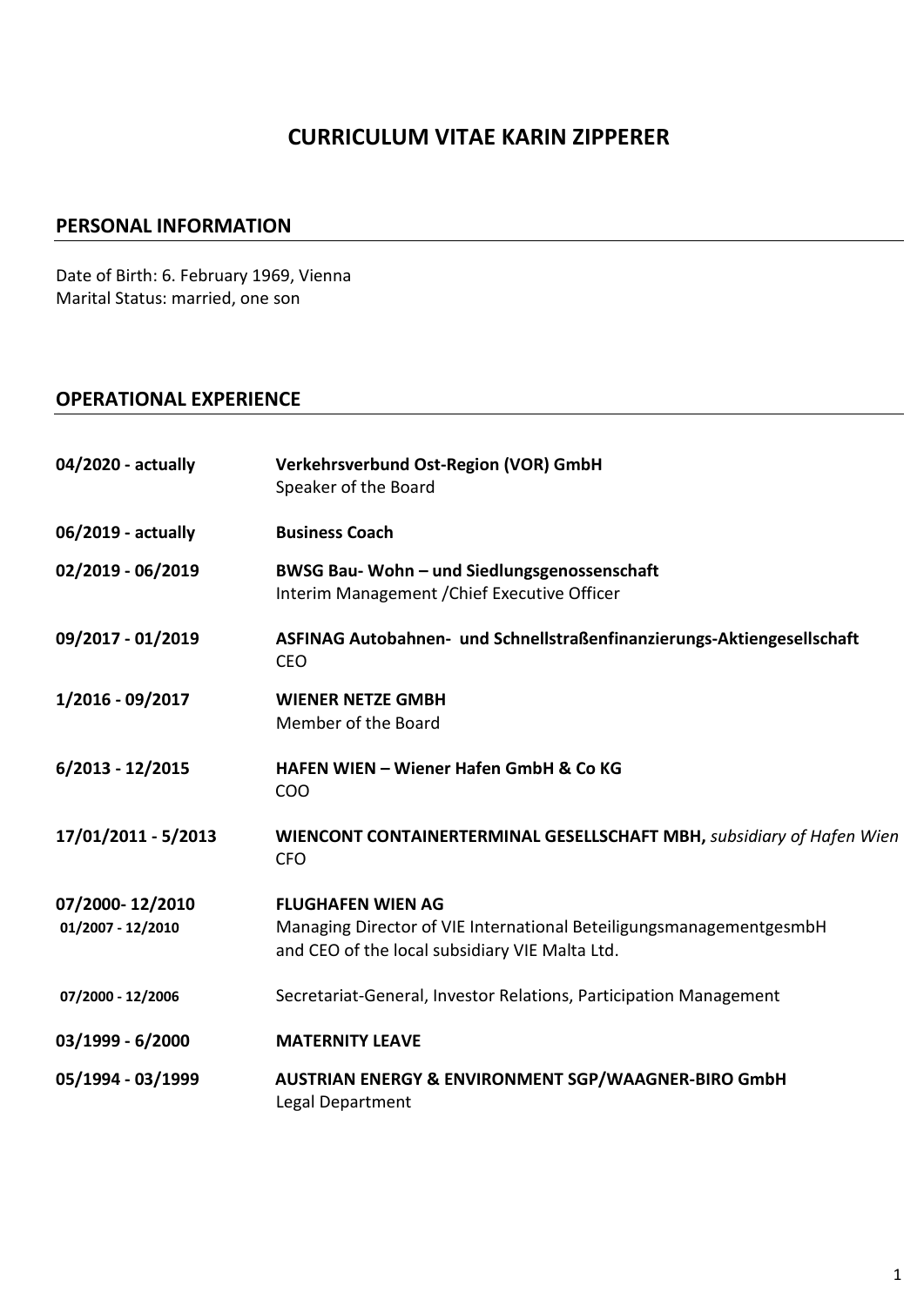# CURRICULUM VITAE KARIN ZIPPERER

## PERSONAL INFORMATION

Date of Birth: 6. February 1969, Vienna
Marital Status: married, one son

## OPERATIONAL EXPERIENCE

**04/2020 - actually** — **Verkehrsverbund Ost-Region (VOR) GmbH**
Speaker of the Board

**06/2019 - actually** — **Business Coach**

**02/2019 - 06/2019** — **BWSG Bau- Wohn – und Siedlungsgenossenschaft**
Interim Management /Chief Executive Officer

**09/2017 - 01/2019** — **ASFINAG Autobahnen- und Schnellstraßenfinanzierungs-Aktiengesellschaft**
CEO

**1/2016 - 09/2017** — **WIENER NETZE GMBH**
Member of the Board

**6/2013 - 12/2015** — **HAFEN WIEN – Wiener Hafen GmbH & Co KG**
COO

**17/01/2011 - 5/2013** — **WIENCONT CONTAINERTERMINAL GESELLSCHAFT MBH,** *subsidiary of Hafen Wien*
CFO

**07/2000- 12/2010** — **FLUGHAFEN WIEN AG**

**01/2007 - 12/2010** — Managing Director of VIE International BeteiligungsmanagementgesmbH and CEO of the local subsidiary VIE Malta Ltd.

**07/2000 - 12/2006** — Secretariat-General, Investor Relations, Participation Management

**03/1999 - 6/2000** — **MATERNITY LEAVE**

**05/1994 - 03/1999** — **AUSTRIAN ENERGY & ENVIRONMENT SGP/WAAGNER-BIRO GmbH**
Legal Department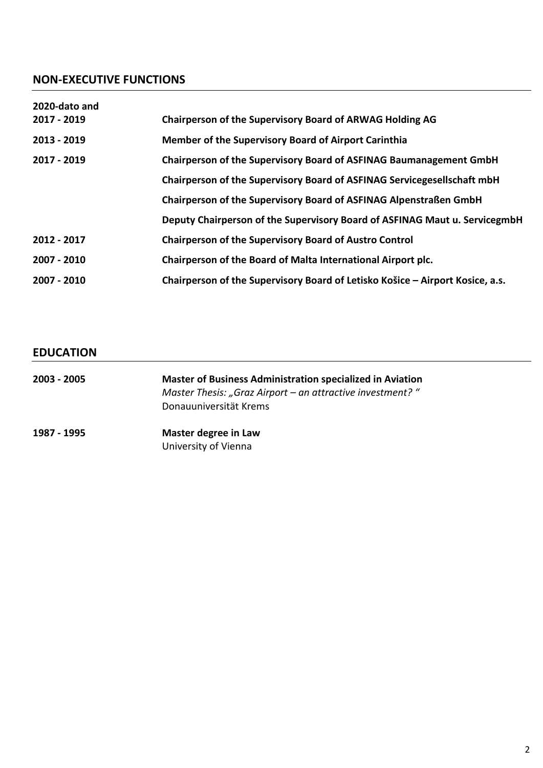## NON-EXECUTIVE FUNCTIONS

| | |
|---|---|
| **2020-dato and 2017 - 2019** | **Chairperson of the Supervisory Board of ARWAG Holding AG** |
| **2013 - 2019** | **Member of the Supervisory Board of Airport Carinthia** |
| **2017 - 2019** | **Chairperson of the Supervisory Board of ASFINAG Baumanagement GmbH** |
| | **Chairperson of the Supervisory Board of ASFINAG Servicegesellschaft mbH** |
| | **Chairperson of the Supervisory Board of ASFINAG Alpenstraßen GmbH** |
| | **Deputy Chairperson of the Supervisory Board of ASFINAG Maut u. ServicegmbH** |
| **2012 - 2017** | **Chairperson of the Supervisory Board of Austro Control** |
| **2007 - 2010** | **Chairperson of the Board of Malta International Airport plc.** |
| **2007 - 2010** | **Chairperson of the Supervisory Board of Letisko Košice – Airport Kosice, a.s.** |

## EDUCATION

| | |
|---|---|
| **2003 - 2005** | **Master of Business Administration specialized in Aviation**<br>*Master Thesis: „Graz Airport – an attractive investment? "*<br>Donauuniversität Krems |
| **1987 - 1995** | **Master degree in Law**<br>University of Vienna |